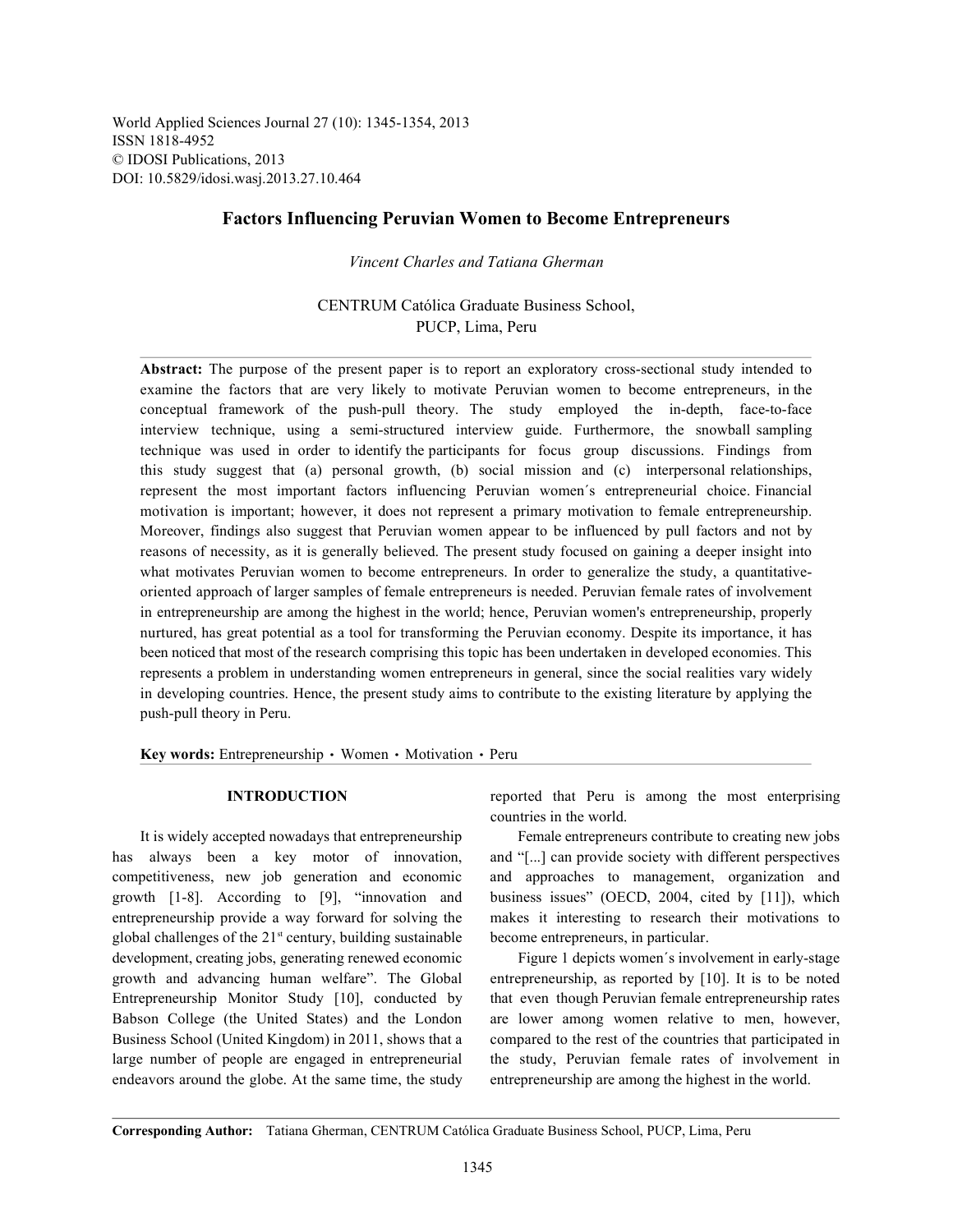World Applied Sciences Journal 27 (10): 1345-1354, 2013
ISSN 1818-4952
© IDOSI Publications, 2013
DOI: 10.5829/idosi.wasj.2013.27.10.464

# Factors Influencing Peruvian Women to Become Entrepreneurs

*Vincent Charles and Tatiana Gherman*

CENTRUM Católica Graduate Business School,
PUCP, Lima, Peru

**Abstract:** The purpose of the present paper is to report an exploratory cross-sectional study intended to examine the factors that are very likely to motivate Peruvian women to become entrepreneurs, in the conceptual framework of the push-pull theory. The study employed the in-depth, face-to-face interview technique, using a semi-structured interview guide. Furthermore, the snowball sampling technique was used in order to identify the participants for focus group discussions. Findings from this study suggest that (a) personal growth, (b) social mission and (c) interpersonal relationships, represent the most important factors influencing Peruvian women´s entrepreneurial choice. Financial motivation is important; however, it does not represent a primary motivation to female entrepreneurship. Moreover, findings also suggest that Peruvian women appear to be influenced by pull factors and not by reasons of necessity, as it is generally believed. The present study focused on gaining a deeper insight into what motivates Peruvian women to become entrepreneurs. In order to generalize the study, a quantitative-oriented approach of larger samples of female entrepreneurs is needed. Peruvian female rates of involvement in entrepreneurship are among the highest in the world; hence, Peruvian women's entrepreneurship, properly nurtured, has great potential as a tool for transforming the Peruvian economy. Despite its importance, it has been noticed that most of the research comprising this topic has been undertaken in developed economies. This represents a problem in understanding women entrepreneurs in general, since the social realities vary widely in developing countries. Hence, the present study aims to contribute to the existing literature by applying the push-pull theory in Peru.

**Key words:** Entrepreneurship • Women • Motivation • Peru

## INTRODUCTION

It is widely accepted nowadays that entrepreneurship has always been a key motor of innovation, competitiveness, new job generation and economic growth [1-8]. According to [9], "innovation and entrepreneurship provide a way forward for solving the global challenges of the 21st century, building sustainable development, creating jobs, generating renewed economic growth and advancing human welfare". The Global Entrepreneurship Monitor Study [10], conducted by Babson College (the United States) and the London Business School (United Kingdom) in 2011, shows that a large number of people are engaged in entrepreneurial endeavors around the globe. At the same time, the study reported that Peru is among the most enterprising countries in the world.

Female entrepreneurs contribute to creating new jobs and "[...] can provide society with different perspectives and approaches to management, organization and business issues" (OECD, 2004, cited by [11]), which makes it interesting to research their motivations to become entrepreneurs, in particular.

Figure 1 depicts women´s involvement in early-stage entrepreneurship, as reported by [10]. It is to be noted that even though Peruvian female entrepreneurship rates are lower among women relative to men, however, compared to the rest of the countries that participated in the study, Peruvian female rates of involvement in entrepreneurship are among the highest in the world.

**Corresponding Author:** Tatiana Gherman, CENTRUM Católica Graduate Business School, PUCP, Lima, Peru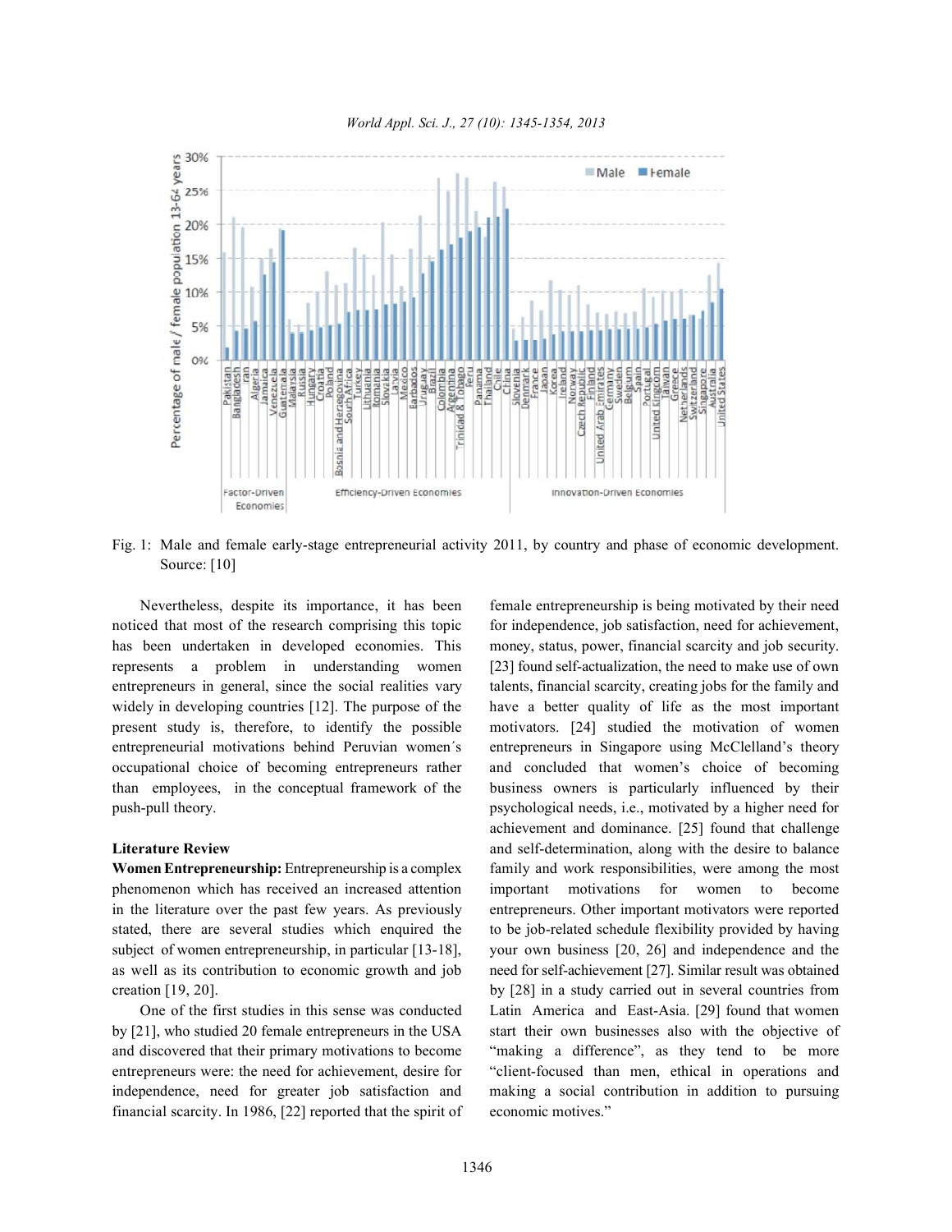Percentage of male / female population 13-64 years

30%
25%
20%
15%
10%
5%
0%

Male
Female

Pakistan
Bangladesh
Iran
Algeria
Jamaica
Venezuela
Guatemala
Malaysia
Russia
Hungary
Croatia
Poland
Bosnia and Herzegovina
South Africa
Turkey
Lithuania
Romania
Slovakia
Latvia
Mexico
Barbados
Uruguay
Brazil
Colombia
Argentina
Trinidad & Tobago
Peru
Panama
Thailand
Chile
China
Slovenia
Denmark
France
Japan
Korea
Ireland
Norway
Czech Republic
Finland
United Arab Emirates
Germany
Sweden
Belgium
Spain
Portugal
United Kingdom
Taiwan
Greece
Netherlands
Switzerland
Singapore
Australia
United States

Factor-Driven Economies
Efficiency-Driven Economies
Innovation-Driven Economies

Fig. 1: Male and female early-stage entrepreneurial activity 2011, by country and phase of economic development. Source: [10]

Nevertheless, despite its importance, it has been noticed that most of the research comprising this topic has been undertaken in developed economies. This represents a problem in understanding women entrepreneurs in general, since the social realities vary widely in developing countries [12]. The purpose of the present study is, therefore, to identify the possible entrepreneurial motivations behind Peruvian women´s occupational choice of becoming entrepreneurs rather than employees, in the conceptual framework of the push-pull theory.

## Literature Review

**Women Entrepreneurship:** Entrepreneurship is a complex phenomenon which has received an increased attention in the literature over the past few years. As previously stated, there are several studies which enquired the subject of women entrepreneurship, in particular [13-18], as well as its contribution to economic growth and job creation [19, 20].

One of the first studies in this sense was conducted by [21], who studied 20 female entrepreneurs in the USA and discovered that their primary motivations to become entrepreneurs were: the need for achievement, desire for independence, need for greater job satisfaction and financial scarcity. In 1986, [22] reported that the spirit of female entrepreneurship is being motivated by their need for independence, job satisfaction, need for achievement, money, status, power, financial scarcity and job security. [23] found self-actualization, the need to make use of own talents, financial scarcity, creating jobs for the family and have a better quality of life as the most important motivators. [24] studied the motivation of women entrepreneurs in Singapore using McClelland's theory and concluded that women's choice of becoming business owners is particularly influenced by their psychological needs, i.e., motivated by a higher need for achievement and dominance. [25] found that challenge and self-determination, along with the desire to balance family and work responsibilities, were among the most important motivations for women to become entrepreneurs. Other important motivators were reported to be job-related schedule flexibility provided by having your own business [20, 26] and independence and the need for self-achievement [27]. Similar result was obtained by [28] in a study carried out in several countries from Latin America and East-Asia. [29] found that women start their own businesses also with the objective of "making a difference", as they tend to be more "client-focused than men, ethical in operations and making a social contribution in addition to pursuing economic motives."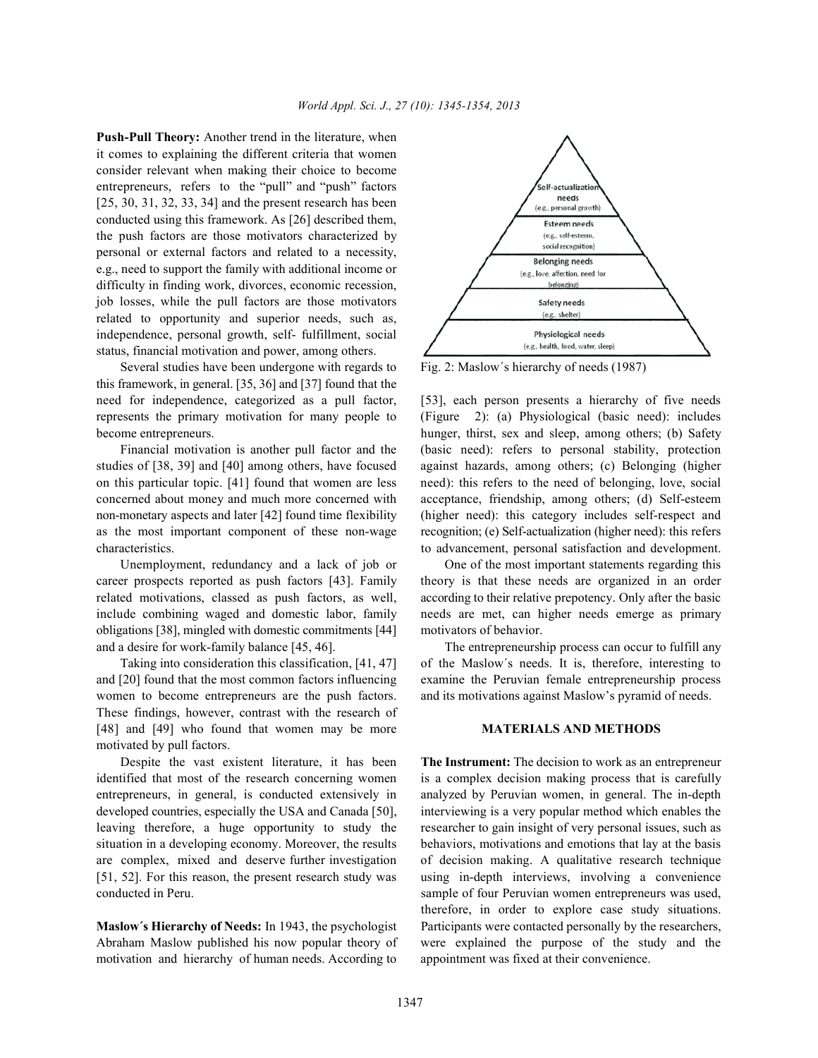**Push-Pull Theory:** Another trend in the literature, when it comes to explaining the different criteria that women consider relevant when making their choice to become entrepreneurs, refers to the "pull" and "push" factors [25, 30, 31, 32, 33, 34] and the present research has been conducted using this framework. As [26] described them, the push factors are those motivators characterized by personal or external factors and related to a necessity, e.g., need to support the family with additional income or difficulty in finding work, divorces, economic recession, job losses, while the pull factors are those motivators related to opportunity and superior needs, such as, independence, personal growth, self- fulfillment, social status, financial motivation and power, among others.

Several studies have been undergone with regards to this framework, in general. [35, 36] and [37] found that the need for independence, categorized as a pull factor, represents the primary motivation for many people to become entrepreneurs.

Financial motivation is another pull factor and the studies of [38, 39] and [40] among others, have focused on this particular topic. [41] found that women are less concerned about money and much more concerned with non-monetary aspects and later [42] found time flexibility as the most important component of these non-wage characteristics.

Unemployment, redundancy and a lack of job or career prospects reported as push factors [43]. Family related motivations, classed as push factors, as well, include combining waged and domestic labor, family obligations [38], mingled with domestic commitments [44] and a desire for work-family balance [45, 46].

Taking into consideration this classification, [41, 47] and [20] found that the most common factors influencing women to become entrepreneurs are the push factors. These findings, however, contrast with the research of [48] and [49] who found that women may be more motivated by pull factors.

Despite the vast existent literature, it has been identified that most of the research concerning women entrepreneurs, in general, is conducted extensively in developed countries, especially the USA and Canada [50], leaving therefore, a huge opportunity to study the situation in a developing economy. Moreover, the results are complex, mixed and deserve further investigation [51, 52]. For this reason, the present research study was conducted in Peru.

**Maslow´s Hierarchy of Needs:** In 1943, the psychologist Abraham Maslow published his now popular theory of motivation and hierarchy of human needs. According to

Self-actualization needs
(e.g., personal growth)
Esteem needs
(e.g., self-esteem, social recognition)
Belonging needs
(e.g., love, affection, need for belonging)
Safety needs
(e.g., shelter)
Physiological needs
(e.g., health, food, water, sleep)

Fig. 2: Maslow´s hierarchy of needs (1987)

[53], each person presents a hierarchy of five needs (Figure 2): (a) Physiological (basic need): includes hunger, thirst, sex and sleep, among others; (b) Safety (basic need): refers to personal stability, protection against hazards, among others; (c) Belonging (higher need): this refers to the need of belonging, love, social acceptance, friendship, among others; (d) Self-esteem (higher need): this category includes self-respect and recognition; (e) Self-actualization (higher need): this refers to advancement, personal satisfaction and development.

One of the most important statements regarding this theory is that these needs are organized in an order according to their relative prepotency. Only after the basic needs are met, can higher needs emerge as primary motivators of behavior.

The entrepreneurship process can occur to fulfill any of the Maslow´s needs. It is, therefore, interesting to examine the Peruvian female entrepreneurship process and its motivations against Maslow's pyramid of needs.

## MATERIALS AND METHODS

**The Instrument:** The decision to work as an entrepreneur is a complex decision making process that is carefully analyzed by Peruvian women, in general. The in-depth interviewing is a very popular method which enables the researcher to gain insight of very personal issues, such as behaviors, motivations and emotions that lay at the basis of decision making. A qualitative research technique using in-depth interviews, involving a convenience sample of four Peruvian women entrepreneurs was used, therefore, in order to explore case study situations. Participants were contacted personally by the researchers, were explained the purpose of the study and the appointment was fixed at their convenience.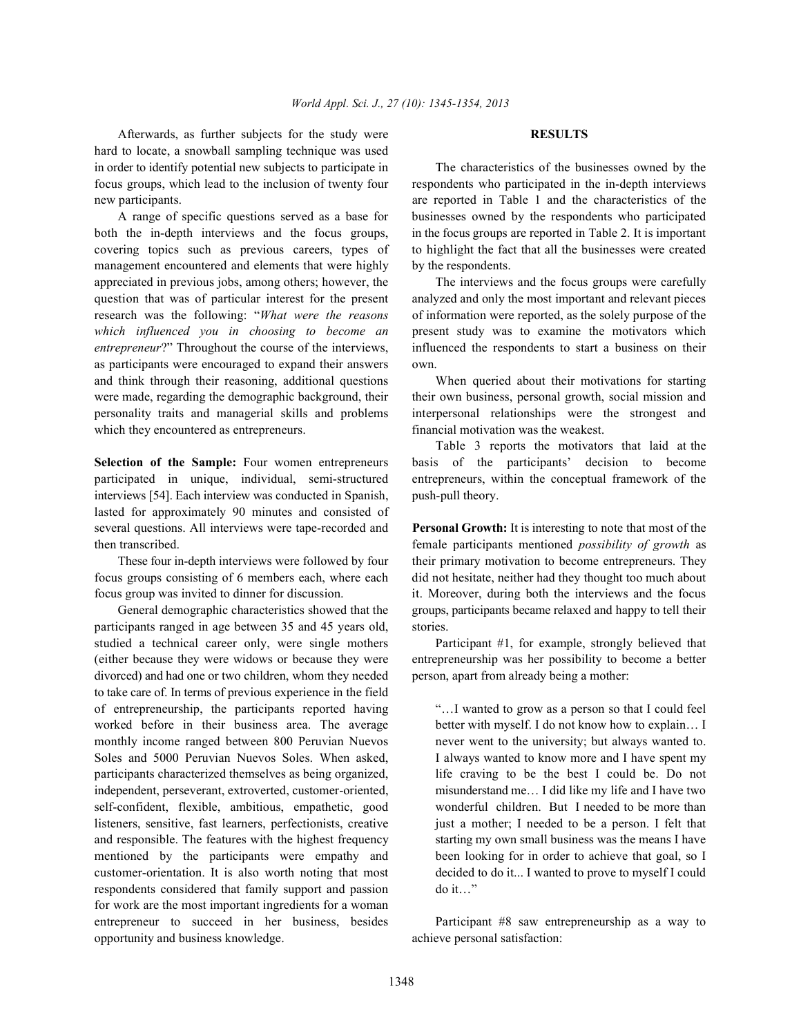Afterwards, as further subjects for the study were hard to locate, a snowball sampling technique was used in order to identify potential new subjects to participate in focus groups, which lead to the inclusion of twenty four new participants.

A range of specific questions served as a base for both the in-depth interviews and the focus groups, covering topics such as previous careers, types of management encountered and elements that were highly appreciated in previous jobs, among others; however, the question that was of particular interest for the present research was the following: "*What were the reasons which influenced you in choosing to become an entrepreneur*?" Throughout the course of the interviews, as participants were encouraged to expand their answers and think through their reasoning, additional questions were made, regarding the demographic background, their personality traits and managerial skills and problems which they encountered as entrepreneurs.

**Selection of the Sample:** Four women entrepreneurs participated in unique, individual, semi-structured interviews [54]. Each interview was conducted in Spanish, lasted for approximately 90 minutes and consisted of several questions. All interviews were tape-recorded and then transcribed.

These four in-depth interviews were followed by four focus groups consisting of 6 members each, where each focus group was invited to dinner for discussion.

General demographic characteristics showed that the participants ranged in age between 35 and 45 years old, studied a technical career only, were single mothers (either because they were widows or because they were divorced) and had one or two children, whom they needed to take care of. In terms of previous experience in the field of entrepreneurship, the participants reported having worked before in their business area. The average monthly income ranged between 800 Peruvian Nuevos Soles and 5000 Peruvian Nuevos Soles. When asked, participants characterized themselves as being organized, independent, perseverant, extroverted, customer-oriented, self-confident, flexible, ambitious, empathetic, good listeners, sensitive, fast learners, perfectionists, creative and responsible. The features with the highest frequency mentioned by the participants were empathy and customer-orientation. It is also worth noting that most respondents considered that family support and passion for work are the most important ingredients for a woman entrepreneur to succeed in her business, besides opportunity and business knowledge.

## RESULTS

The characteristics of the businesses owned by the respondents who participated in the in-depth interviews are reported in Table 1 and the characteristics of the businesses owned by the respondents who participated in the focus groups are reported in Table 2. It is important to highlight the fact that all the businesses were created by the respondents.

The interviews and the focus groups were carefully analyzed and only the most important and relevant pieces of information were reported, as the solely purpose of the present study was to examine the motivators which influenced the respondents to start a business on their own.

When queried about their motivations for starting their own business, personal growth, social mission and interpersonal relationships were the strongest and financial motivation was the weakest.

Table 3 reports the motivators that laid at the basis of the participants' decision to become entrepreneurs, within the conceptual framework of the push-pull theory.

**Personal Growth:** It is interesting to note that most of the female participants mentioned *possibility of growth* as their primary motivation to become entrepreneurs. They did not hesitate, neither had they thought too much about it. Moreover, during both the interviews and the focus groups, participants became relaxed and happy to tell their stories.

Participant #1, for example, strongly believed that entrepreneurship was her possibility to become a better person, apart from already being a mother:

> "…I wanted to grow as a person so that I could feel better with myself. I do not know how to explain… I never went to the university; but always wanted to. I always wanted to know more and I have spent my life craving to be the best I could be. Do not misunderstand me… I did like my life and I have two wonderful children. But I needed to be more than just a mother; I needed to be a person. I felt that starting my own small business was the means I have been looking for in order to achieve that goal, so I decided to do it... I wanted to prove to myself I could do it…"

Participant #8 saw entrepreneurship as a way to achieve personal satisfaction: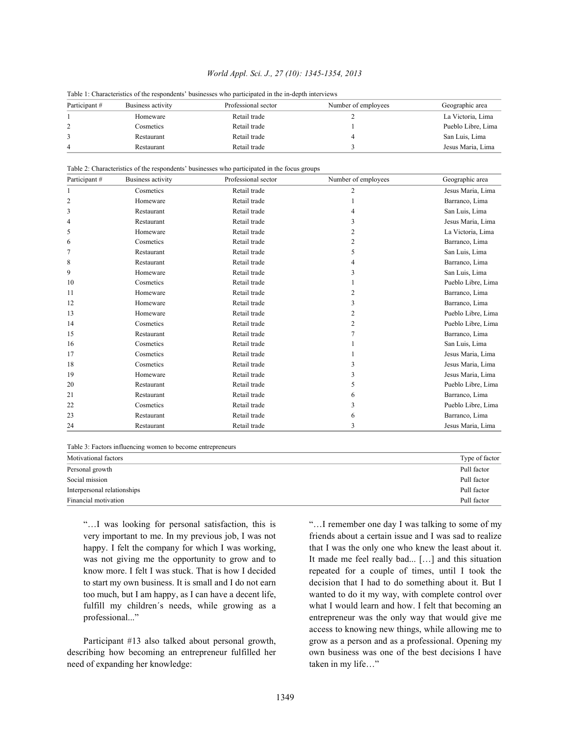Table 1: Characteristics of the respondents' businesses who participated in the in-depth interviews

| Participant # | Business activity | Professional sector | Number of employees | Geographic area |
|---|---|---|---|---|
| 1 | Homeware | Retail trade | 2 | La Victoria, Lima |
| 2 | Cosmetics | Retail trade | 1 | Pueblo Libre, Lima |
| 3 | Restaurant | Retail trade | 4 | San Luis, Lima |
| 4 | Restaurant | Retail trade | 3 | Jesus Maria, Lima |

Table 2: Characteristics of the respondents' businesses who participated in the focus groups

| Participant # | Business activity | Professional sector | Number of employees | Geographic area |
|---|---|---|---|---|
| 1 | Cosmetics | Retail trade | 2 | Jesus Maria, Lima |
| 2 | Homeware | Retail trade | 1 | Barranco, Lima |
| 3 | Restaurant | Retail trade | 4 | San Luis, Lima |
| 4 | Restaurant | Retail trade | 3 | Jesus Maria, Lima |
| 5 | Homeware | Retail trade | 2 | La Victoria, Lima |
| 6 | Cosmetics | Retail trade | 2 | Barranco, Lima |
| 7 | Restaurant | Retail trade | 5 | San Luis, Lima |
| 8 | Restaurant | Retail trade | 4 | Barranco, Lima |
| 9 | Homeware | Retail trade | 3 | San Luis, Lima |
| 10 | Cosmetics | Retail trade | 1 | Pueblo Libre, Lima |
| 11 | Homeware | Retail trade | 2 | Barranco, Lima |
| 12 | Homeware | Retail trade | 3 | Barranco, Lima |
| 13 | Homeware | Retail trade | 2 | Pueblo Libre, Lima |
| 14 | Cosmetics | Retail trade | 2 | Pueblo Libre, Lima |
| 15 | Restaurant | Retail trade | 7 | Barranco, Lima |
| 16 | Cosmetics | Retail trade | 1 | San Luis, Lima |
| 17 | Cosmetics | Retail trade | 1 | Jesus Maria, Lima |
| 18 | Cosmetics | Retail trade | 3 | Jesus Maria, Lima |
| 19 | Homeware | Retail trade | 3 | Jesus Maria, Lima |
| 20 | Restaurant | Retail trade | 5 | Pueblo Libre, Lima |
| 21 | Restaurant | Retail trade | 6 | Barranco, Lima |
| 22 | Cosmetics | Retail trade | 3 | Pueblo Libre, Lima |
| 23 | Restaurant | Retail trade | 6 | Barranco, Lima |
| 24 | Restaurant | Retail trade | 3 | Jesus Maria, Lima |

Table 3: Factors influencing women to become entrepreneurs

| Motivational factors | Type of factor |
|---|---|
| Personal growth | Pull factor |
| Social mission | Pull factor |
| Interpersonal relationships | Pull factor |
| Financial motivation | Pull factor |

> "…I was looking for personal satisfaction, this is very important to me. In my previous job, I was not happy. I felt the company for which I was working, was not giving me the opportunity to grow and to know more. I felt I was stuck. That is how I decided to start my own business. It is small and I do not earn too much, but I am happy, as I can have a decent life, fulfill my children´s needs, while growing as a professional..."

Participant #13 also talked about personal growth, describing how becoming an entrepreneur fulfilled her need of expanding her knowledge:

> "…I remember one day I was talking to some of my friends about a certain issue and I was sad to realize that I was the only one who knew the least about it. It made me feel really bad... […] and this situation repeated for a couple of times, until I took the decision that I had to do something about it. But I wanted to do it my way, with complete control over what I would learn and how. I felt that becoming an entrepreneur was the only way that would give me access to knowing new things, while allowing me to grow as a person and as a professional. Opening my own business was one of the best decisions I have taken in my life…"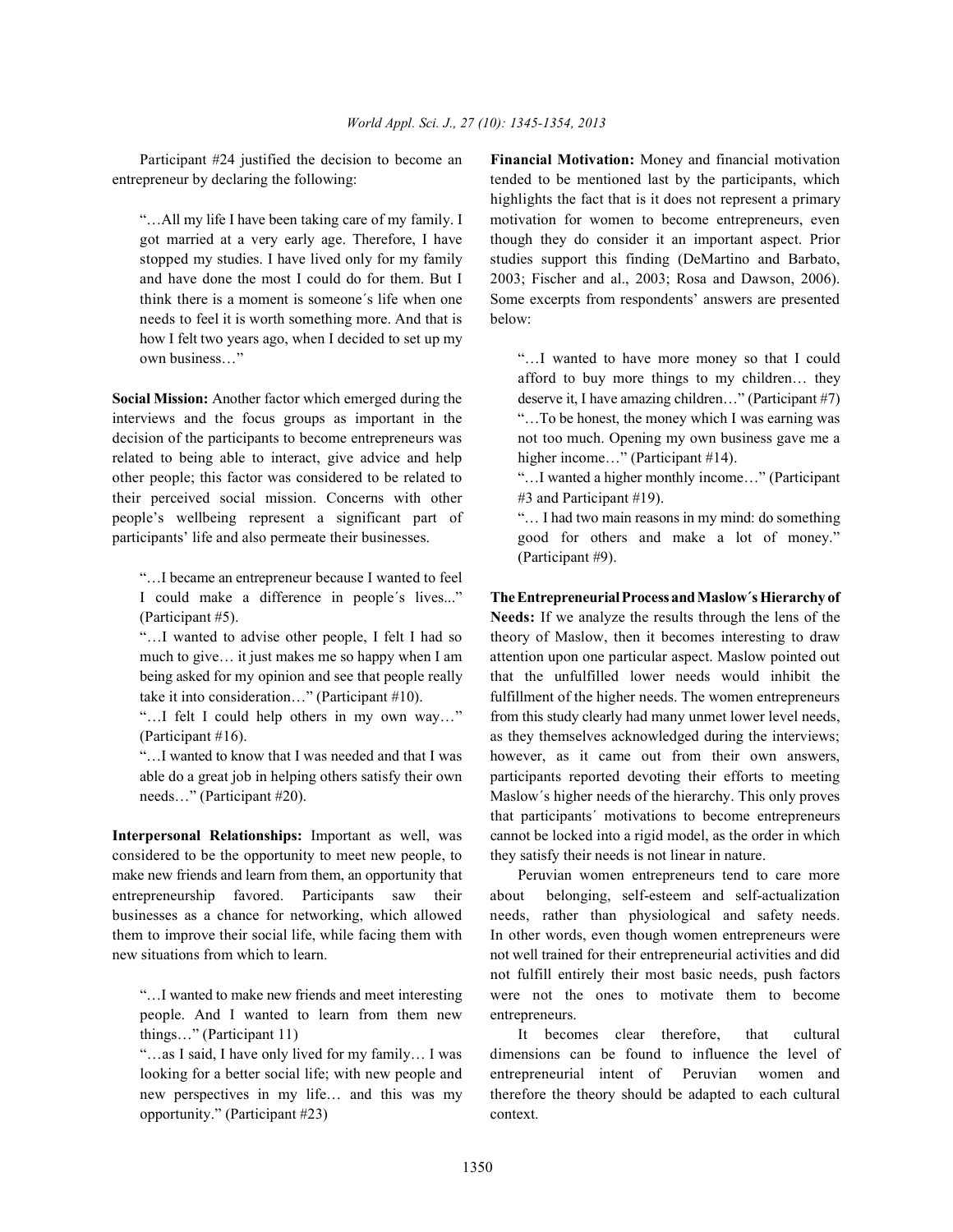Participant #24 justified the decision to become an entrepreneur by declaring the following:

> "…All my life I have been taking care of my family. I got married at a very early age. Therefore, I have stopped my studies. I have lived only for my family and have done the most I could do for them. But I think there is a moment is someone´s life when one needs to feel it is worth something more. And that is how I felt two years ago, when I decided to set up my own business…"

**Social Mission:** Another factor which emerged during the interviews and the focus groups as important in the decision of the participants to become entrepreneurs was related to being able to interact, give advice and help other people; this factor was considered to be related to their perceived social mission. Concerns with other people's wellbeing represent a significant part of participants' life and also permeate their businesses.

> "…I became an entrepreneur because I wanted to feel I could make a difference in people´s lives..." (Participant #5).
>
> "…I wanted to advise other people, I felt I had so much to give… it just makes me so happy when I am being asked for my opinion and see that people really take it into consideration…" (Participant #10).
>
> "…I felt I could help others in my own way…" (Participant #16).
>
> "…I wanted to know that I was needed and that I was able do a great job in helping others satisfy their own needs…" (Participant #20).

**Interpersonal Relationships:** Important as well, was considered to be the opportunity to meet new people, to make new friends and learn from them, an opportunity that entrepreneurship favored. Participants saw their businesses as a chance for networking, which allowed them to improve their social life, while facing them with new situations from which to learn.

> "…I wanted to make new friends and meet interesting people. And I wanted to learn from them new things…" (Participant 11)
>
> "…as I said, I have only lived for my family… I was looking for a better social life; with new people and new perspectives in my life… and this was my opportunity." (Participant #23)

**Financial Motivation:** Money and financial motivation tended to be mentioned last by the participants, which highlights the fact that is it does not represent a primary motivation for women to become entrepreneurs, even though they do consider it an important aspect. Prior studies support this finding (DeMartino and Barbato, 2003; Fischer and al., 2003; Rosa and Dawson, 2006). Some excerpts from respondents' answers are presented below:

> "…I wanted to have more money so that I could afford to buy more things to my children… they deserve it, I have amazing children…" (Participant #7)
>
> "…To be honest, the money which I was earning was not too much. Opening my own business gave me a higher income…" (Participant #14).
>
> "…I wanted a higher monthly income…" (Participant #3 and Participant #19).
>
> "… I had two main reasons in my mind: do something good for others and make a lot of money." (Participant #9).

**The Entrepreneurial Process and Maslow´s Hierarchy of Needs:** If we analyze the results through the lens of the theory of Maslow, then it becomes interesting to draw attention upon one particular aspect. Maslow pointed out that the unfulfilled lower needs would inhibit the fulfillment of the higher needs. The women entrepreneurs from this study clearly had many unmet lower level needs, as they themselves acknowledged during the interviews; however, as it came out from their own answers, participants reported devoting their efforts to meeting Maslow´s higher needs of the hierarchy. This only proves that participants´ motivations to become entrepreneurs cannot be locked into a rigid model, as the order in which they satisfy their needs is not linear in nature.

Peruvian women entrepreneurs tend to care more about belonging, self-esteem and self-actualization needs, rather than physiological and safety needs. In other words, even though women entrepreneurs were not well trained for their entrepreneurial activities and did not fulfill entirely their most basic needs, push factors were not the ones to motivate them to become entrepreneurs.

It becomes clear therefore, that cultural dimensions can be found to influence the level of entrepreneurial intent of Peruvian women and therefore the theory should be adapted to each cultural context.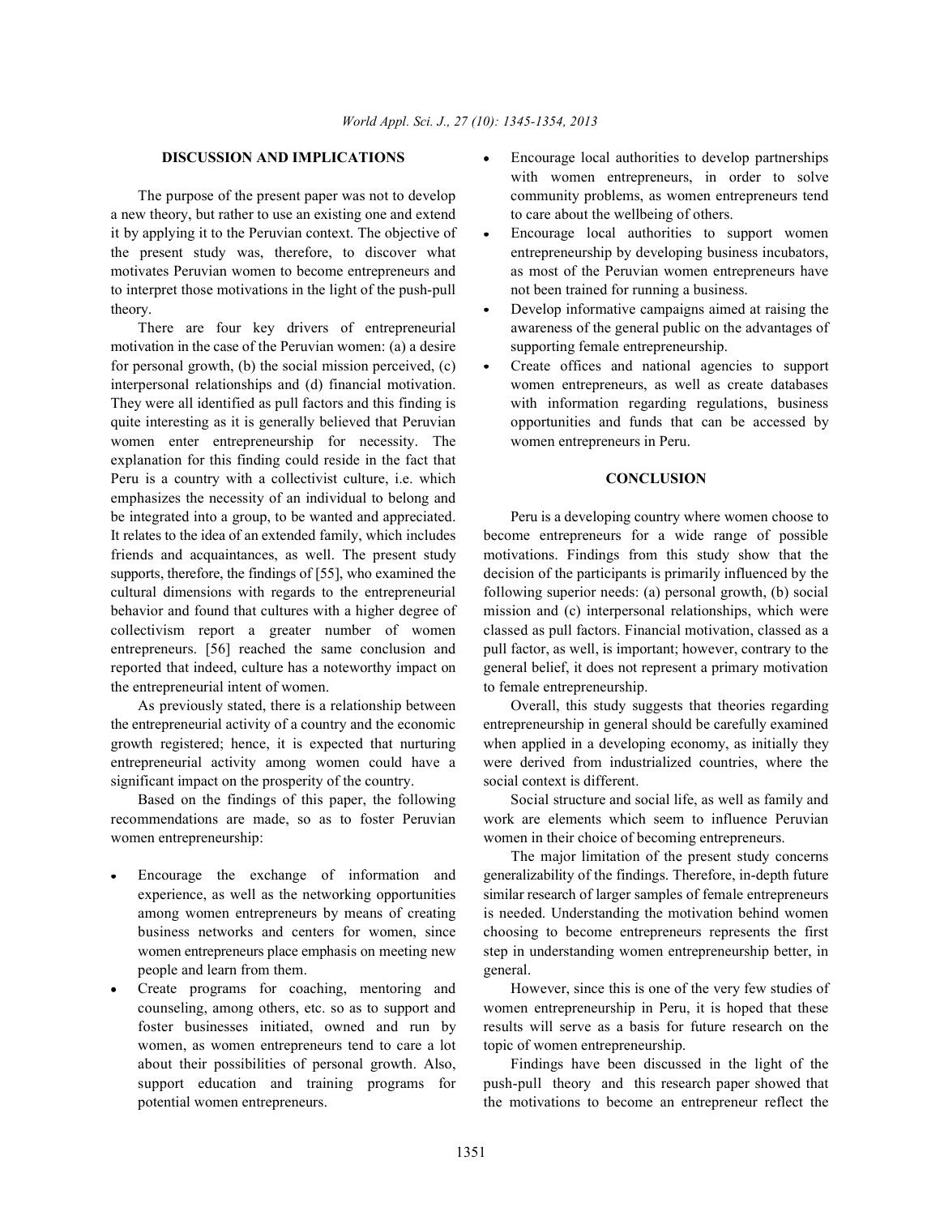## DISCUSSION AND IMPLICATIONS

The purpose of the present paper was not to develop a new theory, but rather to use an existing one and extend it by applying it to the Peruvian context. The objective of the present study was, therefore, to discover what motivates Peruvian women to become entrepreneurs and to interpret those motivations in the light of the push-pull theory.

There are four key drivers of entrepreneurial motivation in the case of the Peruvian women: (a) a desire for personal growth, (b) the social mission perceived, (c) interpersonal relationships and (d) financial motivation. They were all identified as pull factors and this finding is quite interesting as it is generally believed that Peruvian women enter entrepreneurship for necessity. The explanation for this finding could reside in the fact that Peru is a country with a collectivist culture, i.e. which emphasizes the necessity of an individual to belong and be integrated into a group, to be wanted and appreciated. It relates to the idea of an extended family, which includes friends and acquaintances, as well. The present study supports, therefore, the findings of [55], who examined the cultural dimensions with regards to the entrepreneurial behavior and found that cultures with a higher degree of collectivism report a greater number of women entrepreneurs. [56] reached the same conclusion and reported that indeed, culture has a noteworthy impact on the entrepreneurial intent of women.

As previously stated, there is a relationship between the entrepreneurial activity of a country and the economic growth registered; hence, it is expected that nurturing entrepreneurial activity among women could have a significant impact on the prosperity of the country.

Based on the findings of this paper, the following recommendations are made, so as to foster Peruvian women entrepreneurship:

- Encourage the exchange of information and experience, as well as the networking opportunities among women entrepreneurs by means of creating business networks and centers for women, since women entrepreneurs place emphasis on meeting new people and learn from them.
- Create programs for coaching, mentoring and counseling, among others, etc. so as to support and foster businesses initiated, owned and run by women, as women entrepreneurs tend to care a lot about their possibilities of personal growth. Also, support education and training programs for potential women entrepreneurs.
- Encourage local authorities to develop partnerships with women entrepreneurs, in order to solve community problems, as women entrepreneurs tend to care about the wellbeing of others.
- Encourage local authorities to support women entrepreneurship by developing business incubators, as most of the Peruvian women entrepreneurs have not been trained for running a business.
- Develop informative campaigns aimed at raising the awareness of the general public on the advantages of supporting female entrepreneurship.
- Create offices and national agencies to support women entrepreneurs, as well as create databases with information regarding regulations, business opportunities and funds that can be accessed by women entrepreneurs in Peru.

## CONCLUSION

Peru is a developing country where women choose to become entrepreneurs for a wide range of possible motivations. Findings from this study show that the decision of the participants is primarily influenced by the following superior needs: (a) personal growth, (b) social mission and (c) interpersonal relationships, which were classed as pull factors. Financial motivation, classed as a pull factor, as well, is important; however, contrary to the general belief, it does not represent a primary motivation to female entrepreneurship.

Overall, this study suggests that theories regarding entrepreneurship in general should be carefully examined when applied in a developing economy, as initially they were derived from industrialized countries, where the social context is different.

Social structure and social life, as well as family and work are elements which seem to influence Peruvian women in their choice of becoming entrepreneurs.

The major limitation of the present study concerns generalizability of the findings. Therefore, in-depth future similar research of larger samples of female entrepreneurs is needed. Understanding the motivation behind women choosing to become entrepreneurs represents the first step in understanding women entrepreneurship better, in general.

However, since this is one of the very few studies of women entrepreneurship in Peru, it is hoped that these results will serve as a basis for future research on the topic of women entrepreneurship.

Findings have been discussed in the light of the push-pull theory and this research paper showed that the motivations to become an entrepreneur reflect the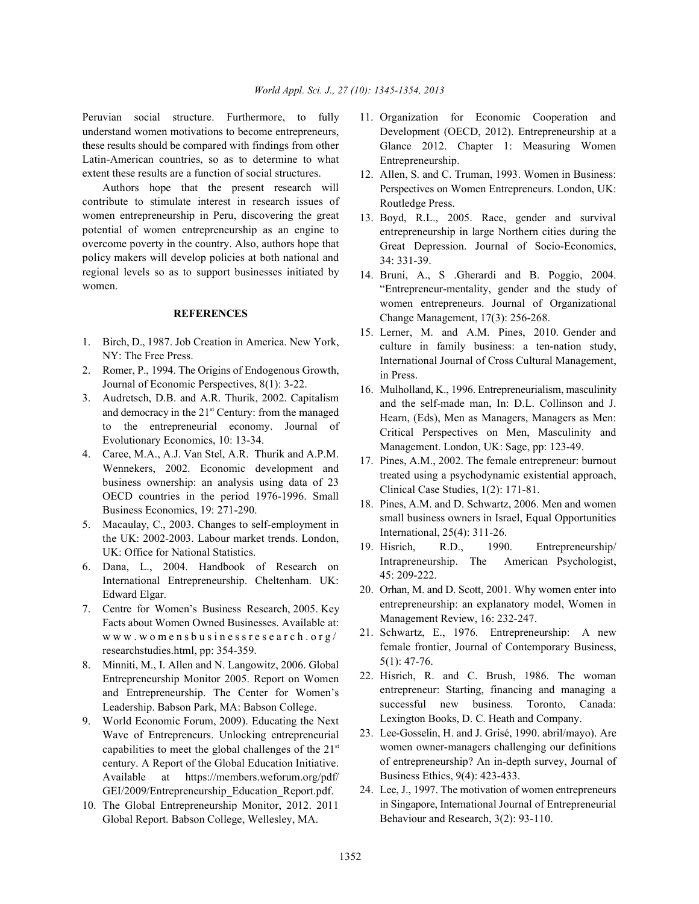Peruvian social structure. Furthermore, to fully understand women motivations to become entrepreneurs, these results should be compared with findings from other Latin-American countries, so as to determine to what extent these results are a function of social structures.

Authors hope that the present research will contribute to stimulate interest in research issues of women entrepreneurship in Peru, discovering the great potential of women entrepreneurship as an engine to overcome poverty in the country. Also, authors hope that policy makers will develop policies at both national and regional levels so as to support businesses initiated by women.

## REFERENCES

1. Birch, D., 1987. Job Creation in America. New York, NY: The Free Press.
2. Romer, P., 1994. The Origins of Endogenous Growth, Journal of Economic Perspectives, 8(1): 3-22.
3. Audretsch, D.B. and A.R. Thurik, 2002. Capitalism and democracy in the 21st Century: from the managed to the entrepreneurial economy. Journal of Evolutionary Economics, 10: 13-34.
4. Caree, M.A., A.J. Van Stel, A.R. Thurik and A.P.M. Wennekers, 2002. Economic development and business ownership: an analysis using data of 23 OECD countries in the period 1976-1996. Small Business Economics, 19: 271-290.
5. Macaulay, C., 2003. Changes to self-employment in the UK: 2002-2003. Labour market trends. London, UK: Office for National Statistics.
6. Dana, L., 2004. Handbook of Research on International Entrepreneurship. Cheltenham. UK: Edward Elgar.
7. Centre for Women's Business Research, 2005. Key Facts about Women Owned Businesses. Available at: www.womensbusinessresearch.org/researchstudies.html, pp: 354-359.
8. Minniti, M., I. Allen and N. Langowitz, 2006. Global Entrepreneurship Monitor 2005. Report on Women and Entrepreneurship. The Center for Women's Leadership. Babson Park, MA: Babson College.
9. World Economic Forum, 2009). Educating the Next Wave of Entrepreneurs. Unlocking entrepreneurial capabilities to meet the global challenges of the 21st century. A Report of the Global Education Initiative. Available at https://members.weforum.org/pdf/GEI/2009/Entrepreneurship_Education_Report.pdf.
10. The Global Entrepreneurship Monitor, 2012. 2011 Global Report. Babson College, Wellesley, MA.
11. Organization for Economic Cooperation and Development (OECD, 2012). Entrepreneurship at a Glance 2012. Chapter 1: Measuring Women Entrepreneurship.
12. Allen, S. and C. Truman, 1993. Women in Business: Perspectives on Women Entrepreneurs. London, UK: Routledge Press.
13. Boyd, R.L., 2005. Race, gender and survival entrepreneurship in large Northern cities during the Great Depression. Journal of Socio-Economics, 34: 331-39.
14. Bruni, A., S .Gherardi and B. Poggio, 2004. "Entrepreneur-mentality, gender and the study of women entrepreneurs. Journal of Organizational Change Management, 17(3): 256-268.
15. Lerner, M. and A.M. Pines, 2010. Gender and culture in family business: a ten-nation study, International Journal of Cross Cultural Management, in Press.
16. Mulholland, K., 1996. Entrepreneurialism, masculinity and the self-made man, In: D.L. Collinson and J. Hearn, (Eds), Men as Managers, Managers as Men: Critical Perspectives on Men, Masculinity and Management. London, UK: Sage, pp: 123-49.
17. Pines, A.M., 2002. The female entrepreneur: burnout treated using a psychodynamic existential approach, Clinical Case Studies, 1(2): 171-81.
18. Pines, A.M. and D. Schwartz, 2006. Men and women small business owners in Israel, Equal Opportunities International, 25(4): 311-26.
19. Hisrich, R.D., 1990. Entrepreneurship/ Intrapreneurship. The American Psychologist, 45: 209-222.
20. Orhan, M. and D. Scott, 2001. Why women enter into entrepreneurship: an explanatory model, Women in Management Review, 16: 232-247.
21. Schwartz, E., 1976. Entrepreneurship: A new female frontier, Journal of Contemporary Business, 5(1): 47-76.
22. Hisrich, R. and C. Brush, 1986. The woman entrepreneur: Starting, financing and managing a successful new business. Toronto, Canada: Lexington Books, D. C. Heath and Company.
23. Lee-Gosselin, H. and J. Grisé, 1990. abril/mayo). Are women owner-managers challenging our definitions of entrepreneurship? An in-depth survey, Journal of Business Ethics, 9(4): 423-433.
24. Lee, J., 1997. The motivation of women entrepreneurs in Singapore, International Journal of Entrepreneurial Behaviour and Research, 3(2): 93-110.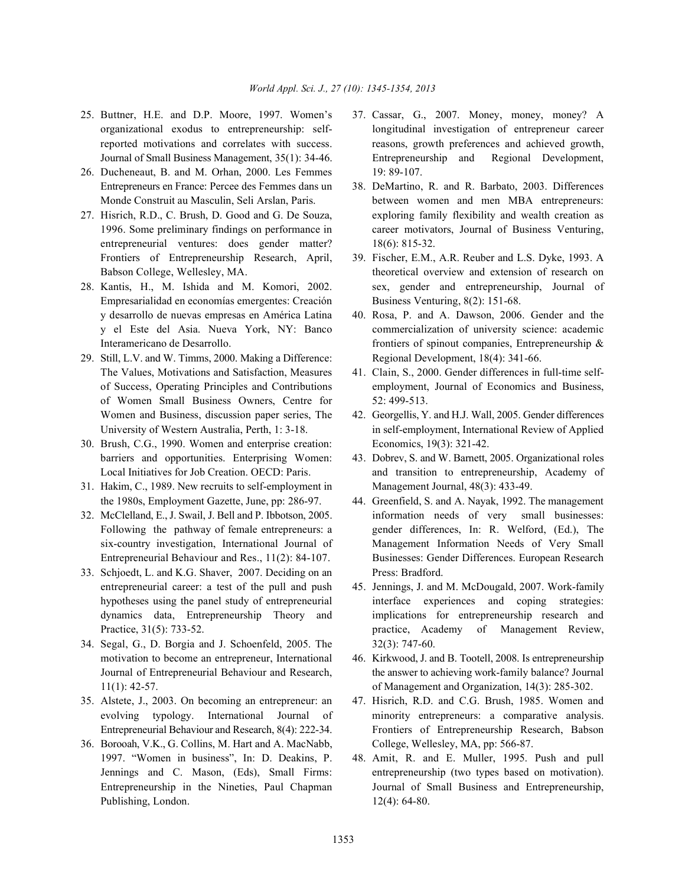25. Buttner, H.E. and D.P. Moore, 1997. Women's organizational exodus to entrepreneurship: self-reported motivations and correlates with success. Journal of Small Business Management, 35(1): 34-46.
26. Ducheneaut, B. and M. Orhan, 2000. Les Femmes Entrepreneurs en France: Percee des Femmes dans un Monde Construit au Masculin, Seli Arslan, Paris.
27. Hisrich, R.D., C. Brush, D. Good and G. De Souza, 1996. Some preliminary findings on performance in entrepreneurial ventures: does gender matter? Frontiers of Entrepreneurship Research, April, Babson College, Wellesley, MA.
28. Kantis, H., M. Ishida and M. Komori, 2002. Empresarialidad en economías emergentes: Creación y desarrollo de nuevas empresas en América Latina y el Este del Asia. Nueva York, NY: Banco Interamericano de Desarrollo.
29. Still, L.V. and W. Timms, 2000. Making a Difference: The Values, Motivations and Satisfaction, Measures of Success, Operating Principles and Contributions of Women Small Business Owners, Centre for Women and Business, discussion paper series, The University of Western Australia, Perth, 1: 3-18.
30. Brush, C.G., 1990. Women and enterprise creation: barriers and opportunities. Enterprising Women: Local Initiatives for Job Creation. OECD: Paris.
31. Hakim, C., 1989. New recruits to self-employment in the 1980s, Employment Gazette, June, pp: 286-97.
32. McClelland, E., J. Swail, J. Bell and P. Ibbotson, 2005. Following the pathway of female entrepreneurs: a six-country investigation, International Journal of Entrepreneurial Behaviour and Res., 11(2): 84-107.
33. Schjoedt, L. and K.G. Shaver, 2007. Deciding on an entrepreneurial career: a test of the pull and push hypotheses using the panel study of entrepreneurial dynamics data, Entrepreneurship Theory and Practice, 31(5): 733-52.
34. Segal, G., D. Borgia and J. Schoenfeld, 2005. The motivation to become an entrepreneur, International Journal of Entrepreneurial Behaviour and Research, 11(1): 42-57.
35. Alstete, J., 2003. On becoming an entrepreneur: an evolving typology. International Journal of Entrepreneurial Behaviour and Research, 8(4): 222-34.
36. Borooah, V.K., G. Collins, M. Hart and A. MacNabb, 1997. "Women in business", In: D. Deakins, P. Jennings and C. Mason, (Eds), Small Firms: Entrepreneurship in the Nineties, Paul Chapman Publishing, London.
37. Cassar, G., 2007. Money, money, money? A longitudinal investigation of entrepreneur career reasons, growth preferences and achieved growth, Entrepreneurship and Regional Development, 19: 89-107.
38. DeMartino, R. and R. Barbato, 2003. Differences between women and men MBA entrepreneurs: exploring family flexibility and wealth creation as career motivators, Journal of Business Venturing, 18(6): 815-32.
39. Fischer, E.M., A.R. Reuber and L.S. Dyke, 1993. A theoretical overview and extension of research on sex, gender and entrepreneurship, Journal of Business Venturing, 8(2): 151-68.
40. Rosa, P. and A. Dawson, 2006. Gender and the commercialization of university science: academic frontiers of spinout companies, Entrepreneurship & Regional Development, 18(4): 341-66.
41. Clain, S., 2000. Gender differences in full-time self-employment, Journal of Economics and Business, 52: 499-513.
42. Georgellis, Y. and H.J. Wall, 2005. Gender differences in self-employment, International Review of Applied Economics, 19(3): 321-42.
43. Dobrev, S. and W. Barnett, 2005. Organizational roles and transition to entrepreneurship, Academy of Management Journal, 48(3): 433-49.
44. Greenfield, S. and A. Nayak, 1992. The management information needs of very small businesses: gender differences, In: R. Welford, (Ed.), The Management Information Needs of Very Small Businesses: Gender Differences. European Research Press: Bradford.
45. Jennings, J. and M. McDougald, 2007. Work-family interface experiences and coping strategies: implications for entrepreneurship research and practice, Academy of Management Review, 32(3): 747-60.
46. Kirkwood, J. and B. Tootell, 2008. Is entrepreneurship the answer to achieving work-family balance? Journal of Management and Organization, 14(3): 285-302.
47. Hisrich, R.D. and C.G. Brush, 1985. Women and minority entrepreneurs: a comparative analysis. Frontiers of Entrepreneurship Research, Babson College, Wellesley, MA, pp: 566-87.
48. Amit, R. and E. Muller, 1995. Push and pull entrepreneurship (two types based on motivation). Journal of Small Business and Entrepreneurship, 12(4): 64-80.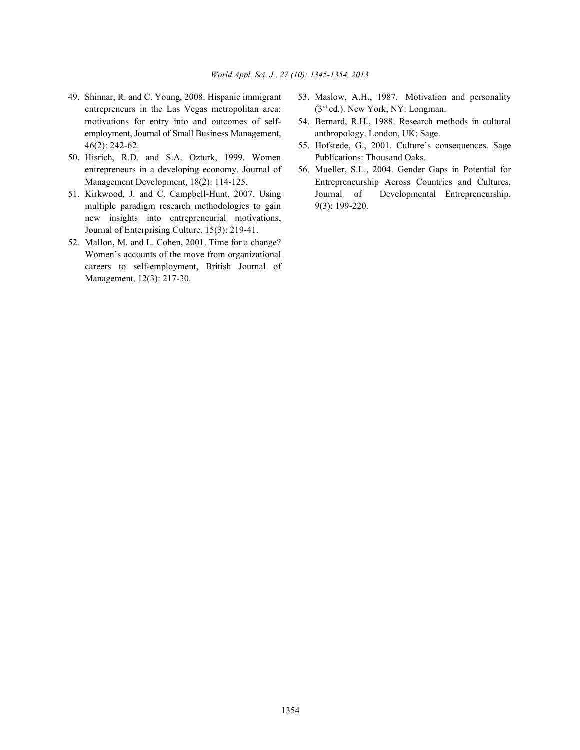49. Shinnar, R. and C. Young, 2008. Hispanic immigrant entrepreneurs in the Las Vegas metropolitan area: motivations for entry into and outcomes of self-employment, Journal of Small Business Management, 46(2): 242-62.
50. Hisrich, R.D. and S.A. Ozturk, 1999. Women entrepreneurs in a developing economy. Journal of Management Development, 18(2): 114-125.
51. Kirkwood, J. and C. Campbell-Hunt, 2007. Using multiple paradigm research methodologies to gain new insights into entrepreneurial motivations, Journal of Enterprising Culture, 15(3): 219-41.
52. Mallon, M. and L. Cohen, 2001. Time for a change? Women's accounts of the move from organizational careers to self-employment, British Journal of Management, 12(3): 217-30.
53. Maslow, A.H., 1987. Motivation and personality (3rd ed.). New York, NY: Longman.
54. Bernard, R.H., 1988. Research methods in cultural anthropology. London, UK: Sage.
55. Hofstede, G., 2001. Culture's consequences. Sage Publications: Thousand Oaks.
56. Mueller, S.L., 2004. Gender Gaps in Potential for Entrepreneurship Across Countries and Cultures, Journal of Developmental Entrepreneurship, 9(3): 199-220.